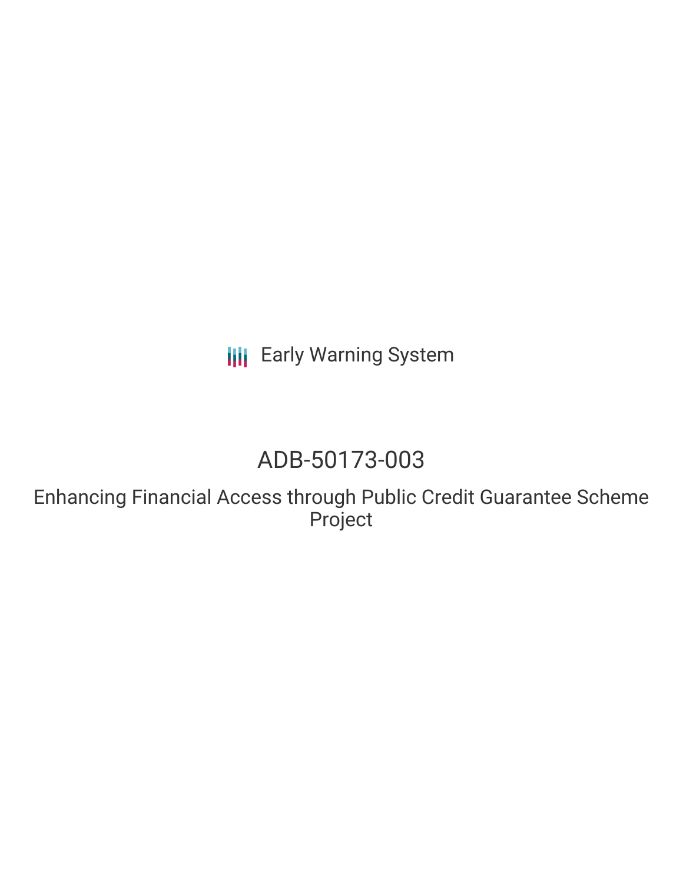Early Warning System

# ADB-50173-003

## Enhancing Financial Access through Public Credit Guarantee Scheme Project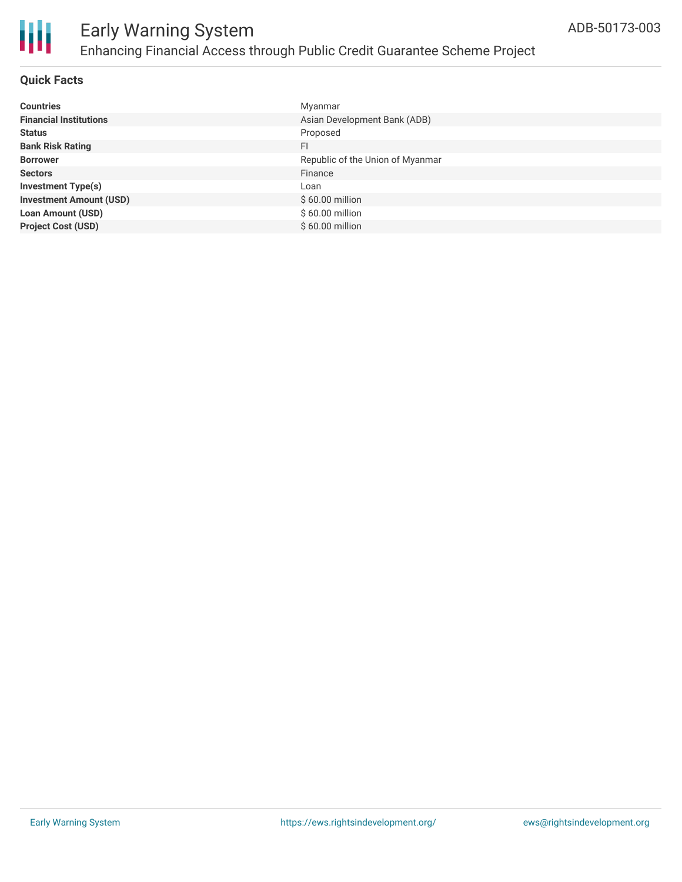## Quick Facts

| | |
|---|---|
| **Countries** | Myanmar |
| **Financial Institutions** | Asian Development Bank (ADB) |
| **Status** | Proposed |
| **Bank Risk Rating** | FI |
| **Borrower** | Republic of the Union of Myanmar |
| **Sectors** | Finance |
| **Investment Type(s)** | Loan |
| **Investment Amount (USD)** | $ 60.00 million |
| **Loan Amount (USD)** | $ 60.00 million |
| **Project Cost (USD)** | $ 60.00 million |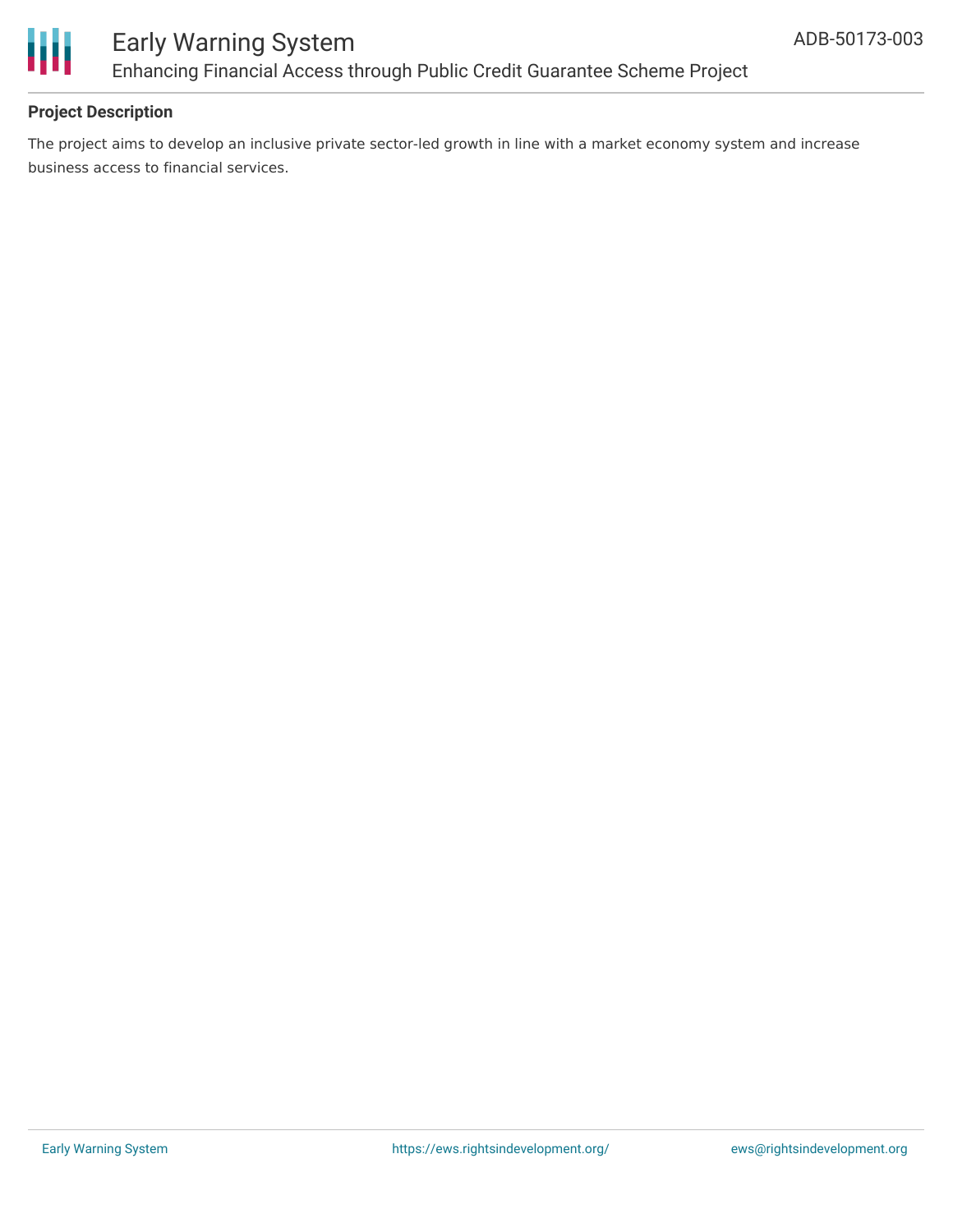### Project Description

The project aims to develop an inclusive private sector-led growth in line with a market economy system and increase business access to financial services.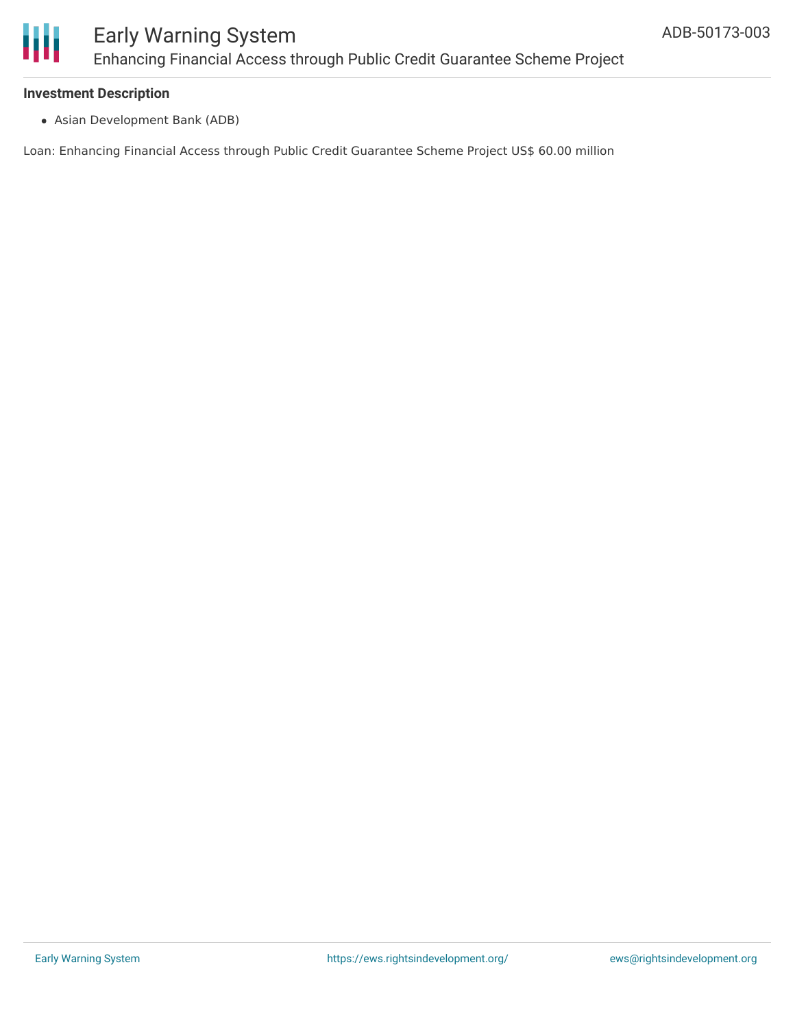**Investment Description**

- Asian Development Bank (ADB)

Loan: Enhancing Financial Access through Public Credit Guarantee Scheme Project US$ 60.00 million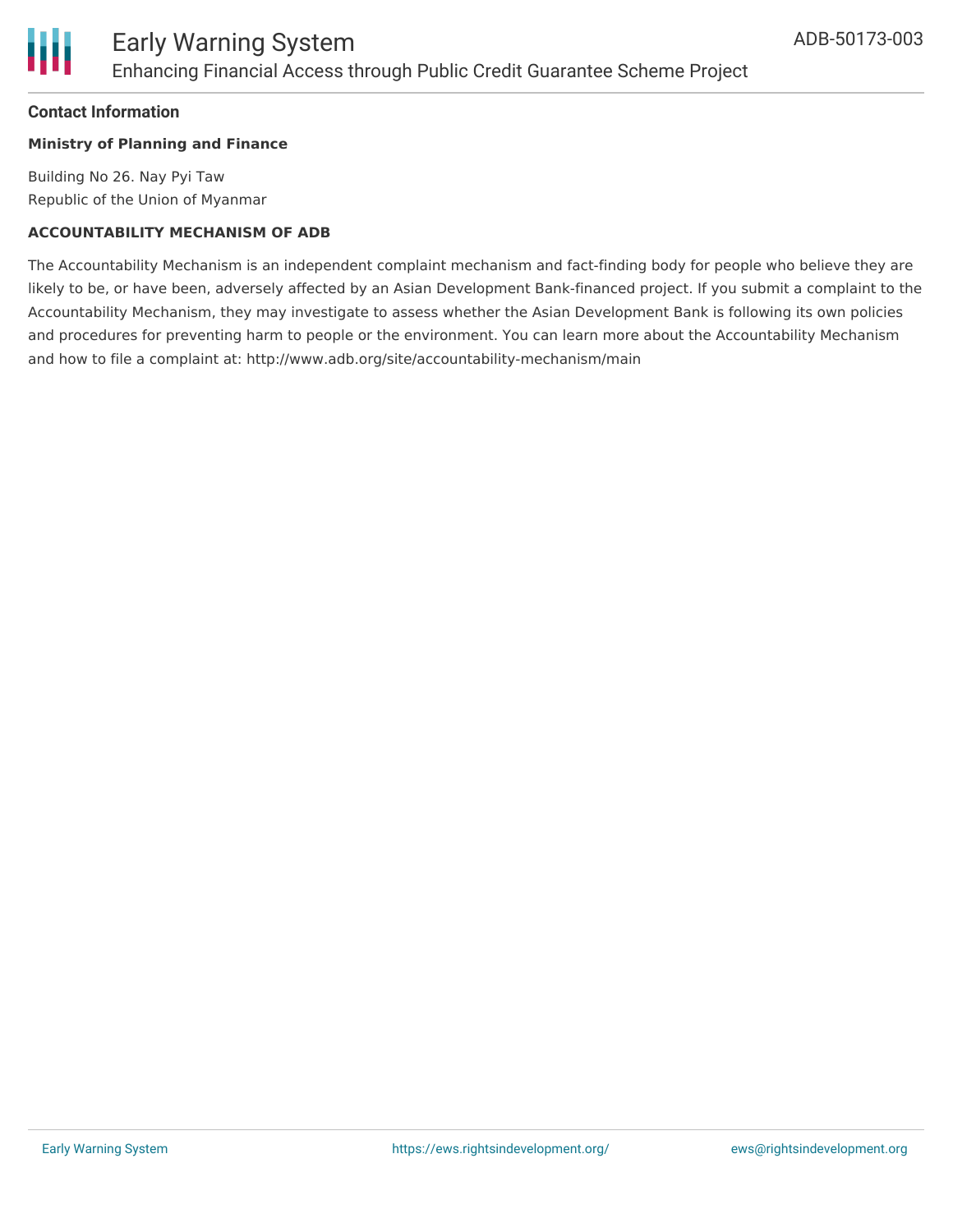## Contact Information

**Ministry of Planning and Finance**

Building No 26. Nay Pyi Taw
Republic of the Union of Myanmar

**ACCOUNTABILITY MECHANISM OF ADB**

The Accountability Mechanism is an independent complaint mechanism and fact-finding body for people who believe they are likely to be, or have been, adversely affected by an Asian Development Bank-financed project. If you submit a complaint to the Accountability Mechanism, they may investigate to assess whether the Asian Development Bank is following its own policies and procedures for preventing harm to people or the environment. You can learn more about the Accountability Mechanism and how to file a complaint at: http://www.adb.org/site/accountability-mechanism/main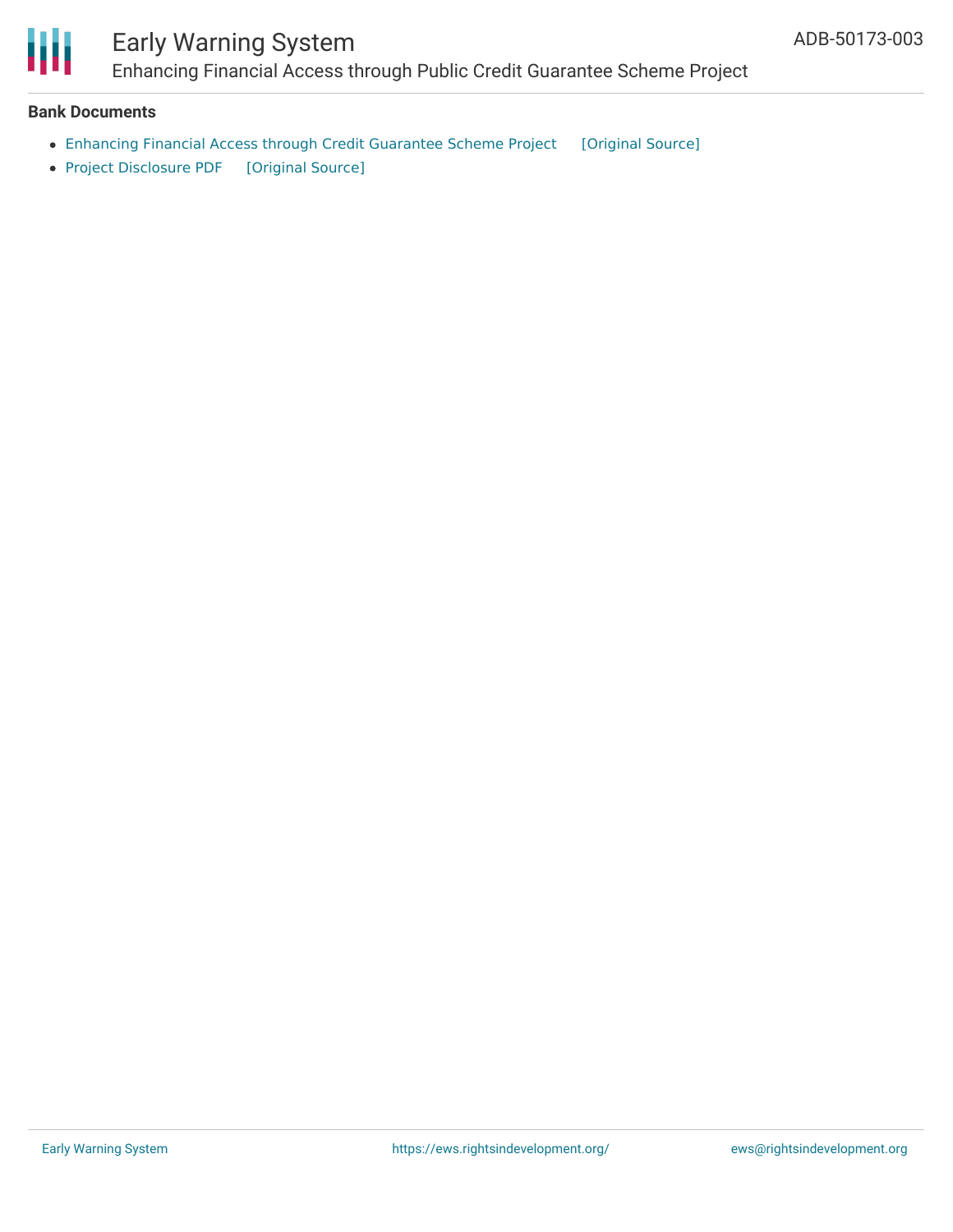**Bank Documents**

- Enhancing Financial Access through Credit Guarantee Scheme Project [Original Source]
- Project Disclosure PDF [Original Source]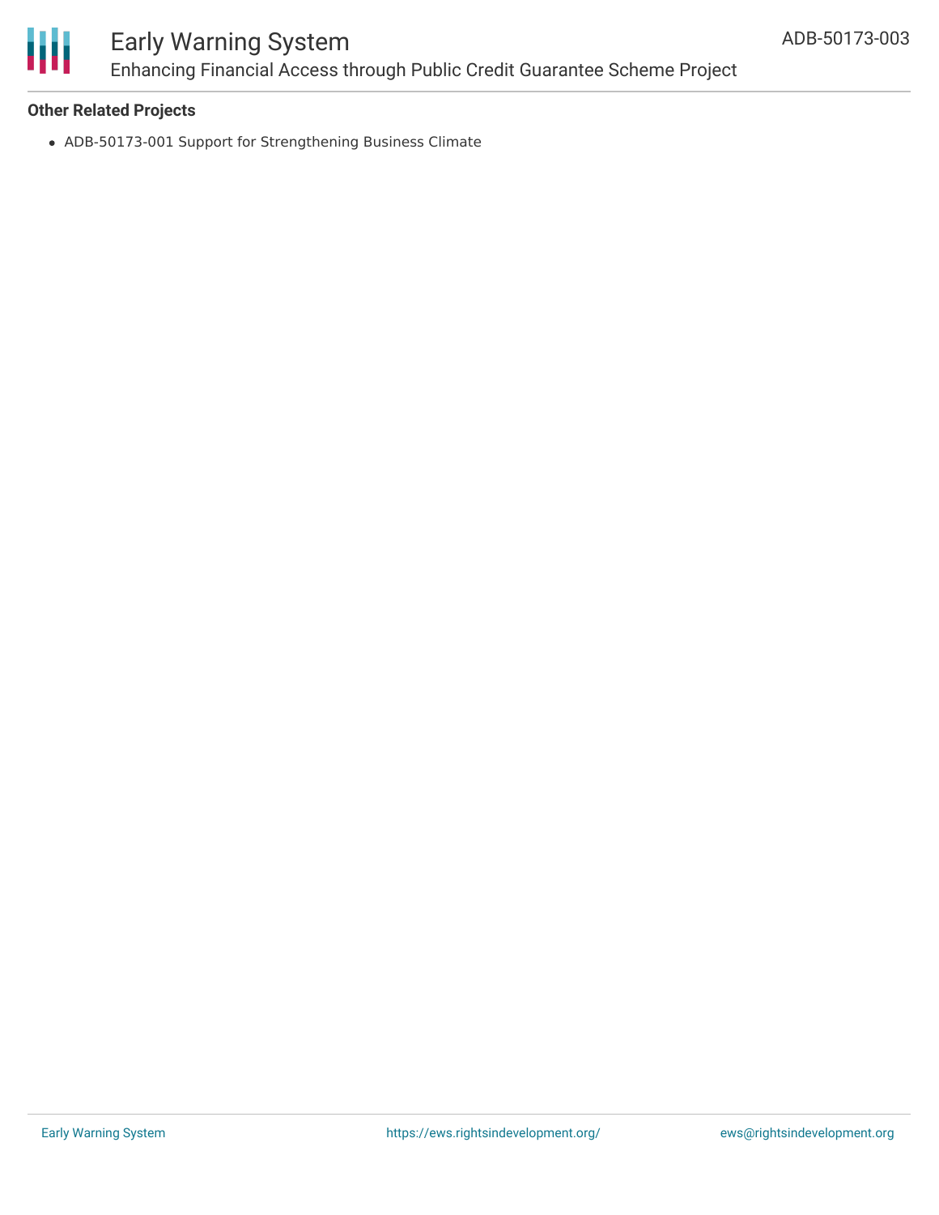**Other Related Projects**

- ADB-50173-001 Support for Strengthening Business Climate